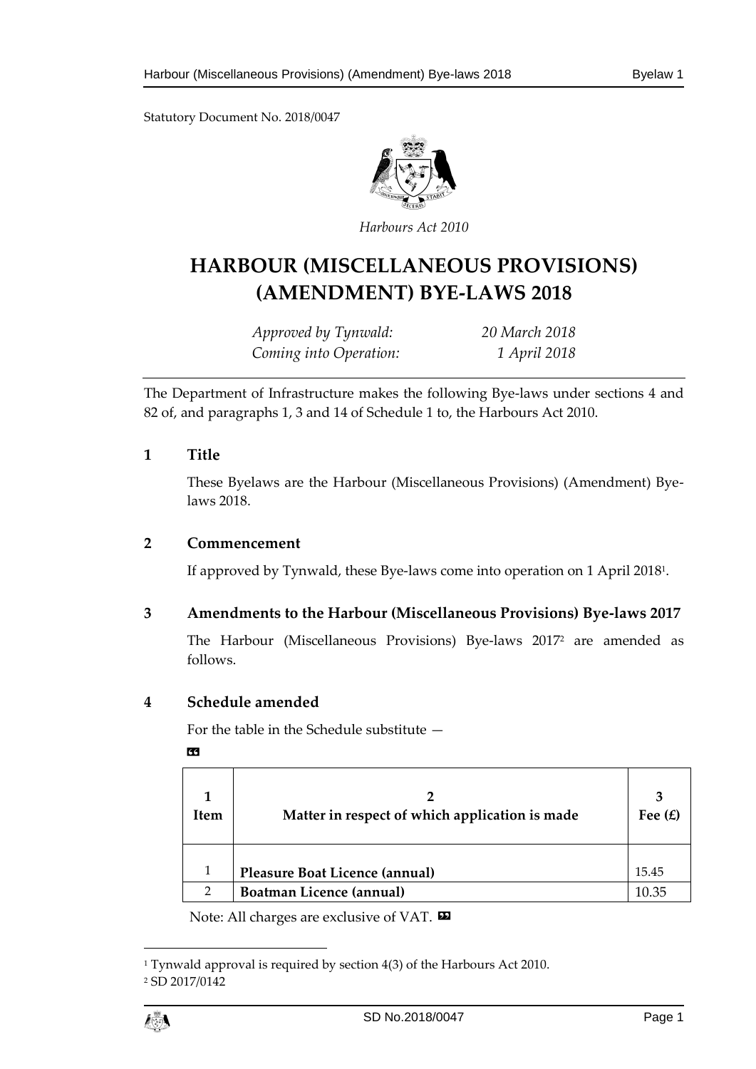Statutory Document No. 2018/0047

*Harbours Act 2010*

# HARBOUR (MISCELLANEOUS PROVISIONS) (AMENDMENT) BYE-LAWS 2018

| | |
|---|---|
| *Approved by Tynwald:* | *20 March 2018* |
| *Coming into Operation:* | *1 April 2018* |

The Department of Infrastructure makes the following Bye-laws under sections 4 and 82 of, and paragraphs 1, 3 and 14 of Schedule 1 to, the Harbours Act 2010.

## 1 Title

These Byelaws are the Harbour (Miscellaneous Provisions) (Amendment) Bye-laws 2018.

## 2 Commencement

If approved by Tynwald, these Bye-laws come into operation on 1 April 2018[1].

## 3 Amendments to the Harbour (Miscellaneous Provisions) Bye-laws 2017

The Harbour (Miscellaneous Provisions) Bye-laws 2017[2] are amended as follows.

## 4 Schedule amended

For the table in the Schedule substitute —

«

| 1<br>Item | 2<br>Matter in respect of which application is made | 3<br>Fee (£) |
|---|---|---|
| 1 | **Pleasure Boat Licence (annual)** | 15.45 |
| 2 | **Boatman Licence (annual)** | 10.35 |

Note: All charges are exclusive of VAT. »

---

[1] Tynwald approval is required by section 4(3) of the Harbours Act 2010.

[2] SD 2017/0142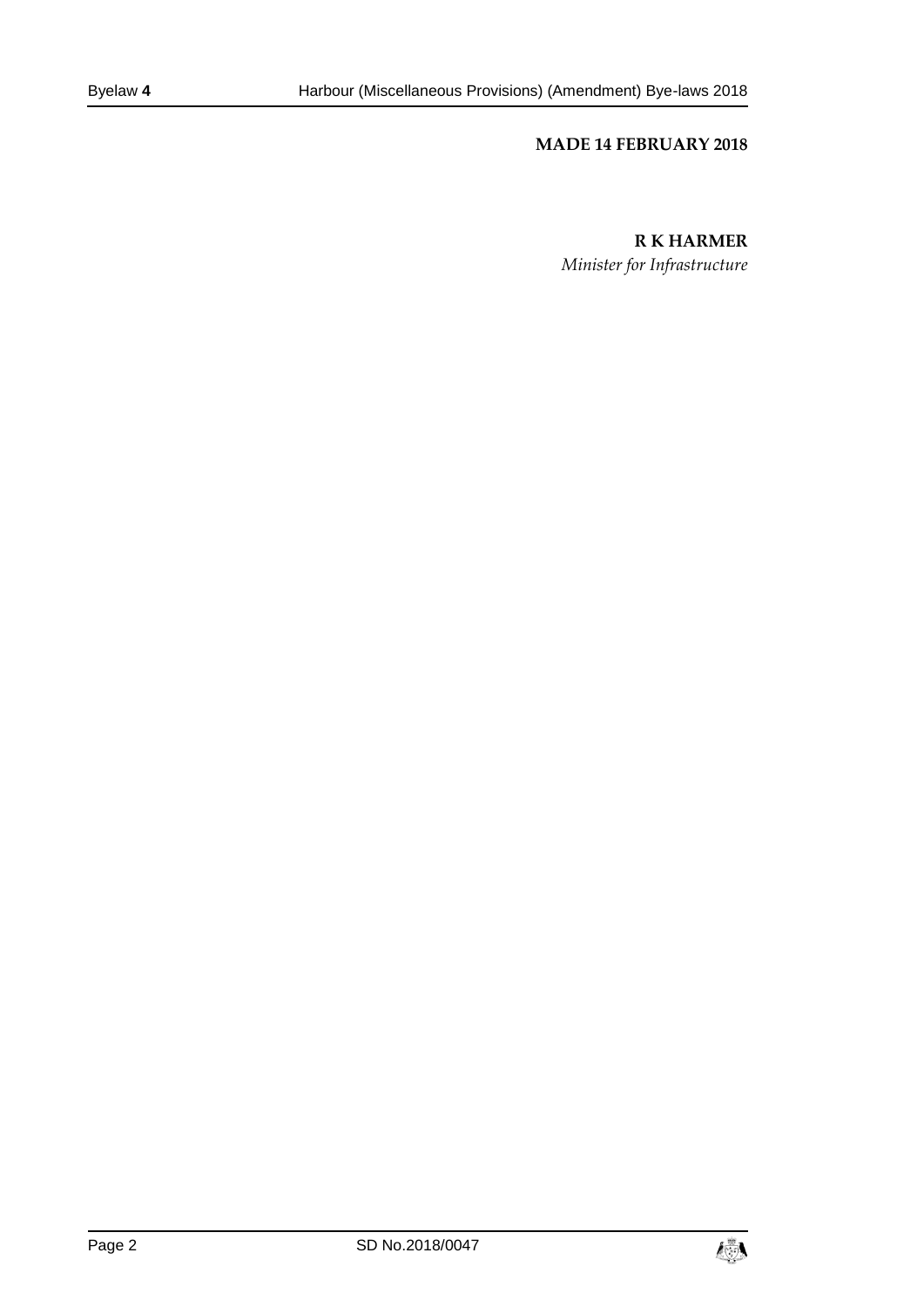**MADE 14 FEBRUARY 2018**

**R K HARMER**

*Minister for Infrastructure*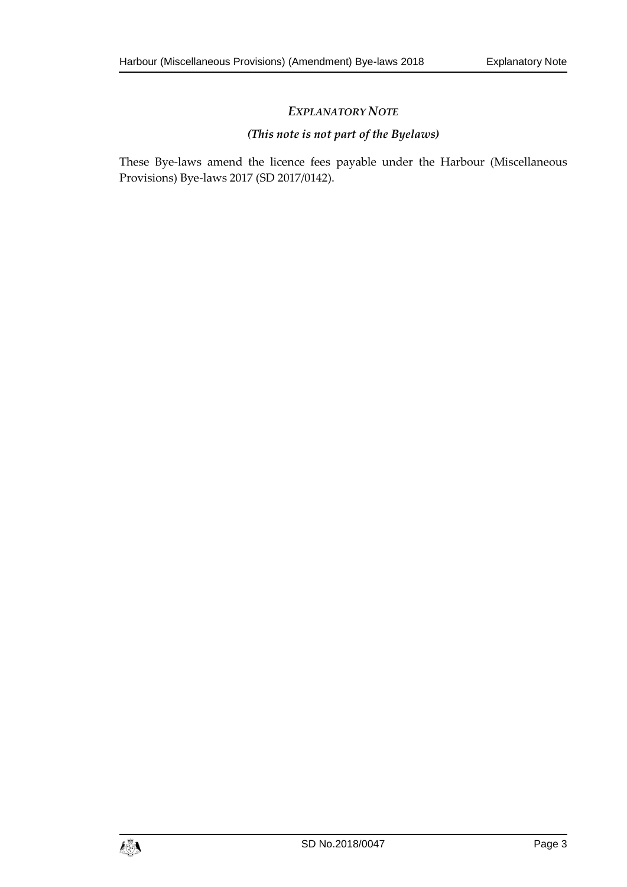## *EXPLANATORY NOTE*

***(This note is not part of the Byelaws)***

These Bye-laws amend the licence fees payable under the Harbour (Miscellaneous Provisions) Bye-laws 2017 (SD 2017/0142).